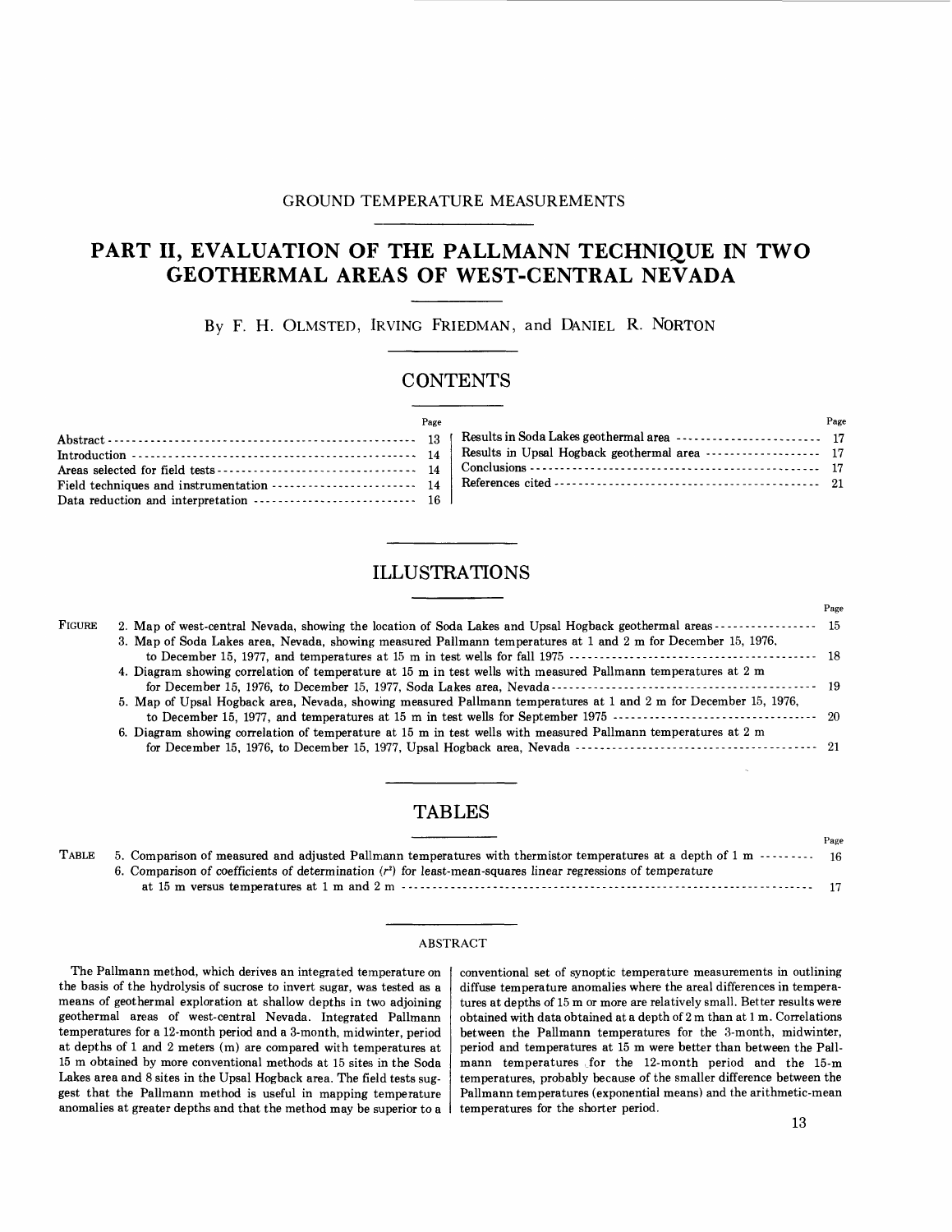GROUND TEMPERATURE MEASUREMENTS

# PART II, EVALUATION OF THE PALLMANN TECHNIQUE IN TWO GEOTHERMAL AREAS OF WEST-CENTRAL NEVADA

By F. H. OLMSTED, IRVING FRIEDMAN, and DANIEL R. NORTON

## CONTENTS

| | Page |
|---|---|
| Abstract | 13 |
| Introduction | 14 |
| Areas selected for field tests | 14 |
| Field techniques and instrumentation | 14 |
| Data reduction and interpretation | 16 |
| Results in Soda Lakes geothermal area | 17 |
| Results in Upsal Hogback geothermal area | 17 |
| Conclusions | 17 |
| References cited | 21 |

## ILLUSTRATIONS

| | | Page |
|---|---|---|
| FIGURE | 2. Map of west-central Nevada, showing the location of Soda Lakes and Upsal Hogback geothermal areas | 15 |
| | 3. Map of Soda Lakes area, Nevada, showing measured Pallmann temperatures at 1 and 2 m for December 15, 1976, to December 15, 1977, and temperatures at 15 m in test wells for fall 1975 | 18 |
| | 4. Diagram showing correlation of temperature at 15 m in test wells with measured Pallmann temperatures at 2 m for December 15, 1976, to December 15, 1977, Soda Lakes area, Nevada | 19 |
| | 5. Map of Upsal Hogback area, Nevada, showing measured Pallmann temperatures at 1 and 2 m for December 15, 1976, to December 15, 1977, and temperatures at 15 m in test wells for September 1975 | 20 |
| | 6. Diagram showing correlation of temperature at 15 m in test wells with measured Pallmann temperatures at 2 m for December 15, 1976, to December 15, 1977, Upsal Hogback area, Nevada | 21 |

## TABLES

| | | Page |
|---|---|---|
| TABLE | 5. Comparison of measured and adjusted Pallmann temperatures with thermistor temperatures at a depth of 1 m | 16 |
| | 6. Comparison of coefficients of determination ($r^2$) for least-mean-squares linear regressions of temperature at 15 m versus temperatures at 1 m and 2 m | 17 |

### ABSTRACT

The Pallmann method, which derives an integrated temperature on the basis of the hydrolysis of sucrose to invert sugar, was tested as a means of geothermal exploration at shallow depths in two adjoining geothermal areas of west-central Nevada. Integrated Pallmann temperatures for a 12-month period and a 3-month, midwinter, period at depths of 1 and 2 meters (m) are compared with temperatures at 15 m obtained by more conventional methods at 15 sites in the Soda Lakes area and 8 sites in the Upsal Hogback area. The field tests suggest that the Pallmann method is useful in mapping temperature anomalies at greater depths and that the method may be superior to a conventional set of synoptic temperature measurements in outlining diffuse temperature anomalies where the areal differences in temperatures at depths of 15 m or more are relatively small. Better results were obtained with data obtained at a depth of 2 m than at 1 m. Correlations between the Pallmann temperatures for the 3-month, midwinter, period and temperatures at 15 m were better than between the Pallmann temperatures for the 12-month period and the 15-m temperatures, probably because of the smaller difference between the Pallmann temperatures (exponential means) and the arithmetic-mean temperatures for the shorter period.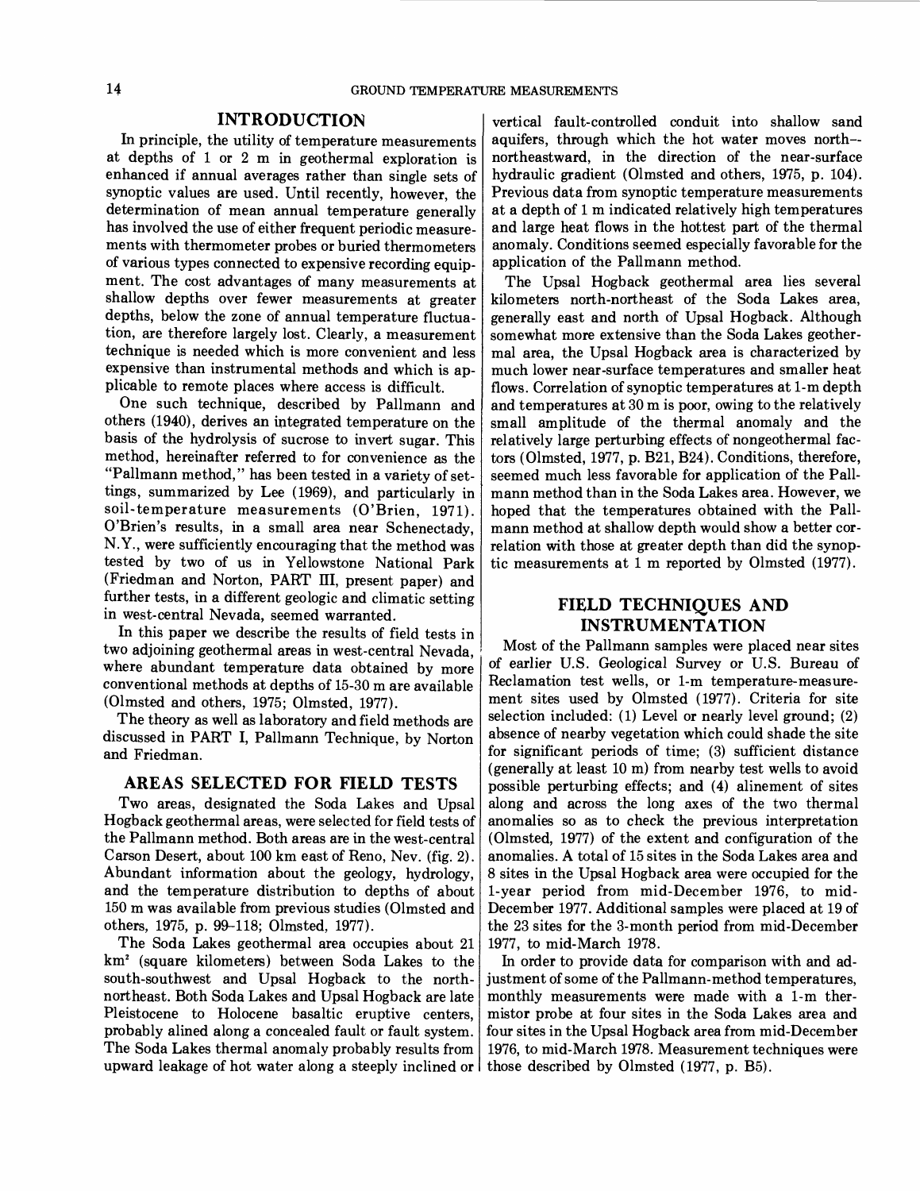## INTRODUCTION

In principle, the utility of temperature measurements at depths of 1 or 2 m in geothermal exploration is enhanced if annual averages rather than single sets of synoptic values are used. Until recently, however, the determination of mean annual temperature generally has involved the use of either frequent periodic measurements with thermometer probes or buried thermometers of various types connected to expensive recording equipment. The cost advantages of many measurements at shallow depths over fewer measurements at greater depths, below the zone of annual temperature fluctuation, are therefore largely lost. Clearly, a measurement technique is needed which is more convenient and less expensive than instrumental methods and which is applicable to remote places where access is difficult.

One such technique, described by Pallmann and others (1940), derives an integrated temperature on the basis of the hydrolysis of sucrose to invert sugar. This method, hereinafter referred to for convenience as the "Pallmann method," has been tested in a variety of settings, summarized by Lee (1969), and particularly in soil-temperature measurements (O'Brien, 1971). O'Brien's results, in a small area near Schenectady, N.Y., were sufficiently encouraging that the method was tested by two of us in Yellowstone National Park (Friedman and Norton, PART III, present paper) and further tests, in a different geologic and climatic setting in west-central Nevada, seemed warranted.

In this paper we describe the results of field tests in two adjoining geothermal areas in west-central Nevada, where abundant temperature data obtained by more conventional methods at depths of 15-30 m are available (Olmsted and others, 1975; Olmsted, 1977).

The theory as well as laboratory and field methods are discussed in PART I, Pallmann Technique, by Norton and Friedman.

## AREAS SELECTED FOR FIELD TESTS

Two areas, designated the Soda Lakes and Upsal Hogback geothermal areas, were selected for field tests of the Pallmann method. Both areas are in the west-central Carson Desert, about 100 km east of Reno, Nev. (fig. 2). Abundant information about the geology, hydrology, and the temperature distribution to depths of about 150 m was available from previous studies (Olmsted and others, 1975, p. 99–118; Olmsted, 1977).

The Soda Lakes geothermal area occupies about 21 km² (square kilometers) between Soda Lakes to the south-southwest and Upsal Hogback to the north-northeast. Both Soda Lakes and Upsal Hogback are late Pleistocene to Holocene basaltic eruptive centers, probably alined along a concealed fault or fault system. The Soda Lakes thermal anomaly probably results from upward leakage of hot water along a steeply inclined or vertical fault-controlled conduit into shallow sand aquifers, through which the hot water moves north--northeastward, in the direction of the near-surface hydraulic gradient (Olmsted and others, 1975, p. 104). Previous data from synoptic temperature measurements at a depth of 1 m indicated relatively high temperatures and large heat flows in the hottest part of the thermal anomaly. Conditions seemed especially favorable for the application of the Pallmann method.

The Upsal Hogback geothermal area lies several kilometers north-northeast of the Soda Lakes area, generally east and north of Upsal Hogback. Although somewhat more extensive than the Soda Lakes geothermal area, the Upsal Hogback area is characterized by much lower near-surface temperatures and smaller heat flows. Correlation of synoptic temperatures at 1-m depth and temperatures at 30 m is poor, owing to the relatively small amplitude of the thermal anomaly and the relatively large perturbing effects of nongeothermal factors (Olmsted, 1977, p. B21, B24). Conditions, therefore, seemed much less favorable for application of the Pallmann method than in the Soda Lakes area. However, we hoped that the temperatures obtained with the Pallmann method at shallow depth would show a better correlation with those at greater depth than did the synoptic measurements at 1 m reported by Olmsted (1977).

## FIELD TECHNIQUES AND INSTRUMENTATION

Most of the Pallmann samples were placed near sites of earlier U.S. Geological Survey or U.S. Bureau of Reclamation test wells, or 1-m temperature-measurement sites used by Olmsted (1977). Criteria for site selection included: (1) Level or nearly level ground; (2) absence of nearby vegetation which could shade the site for significant periods of time; (3) sufficient distance (generally at least 10 m) from nearby test wells to avoid possible perturbing effects; and (4) alinement of sites along and across the long axes of the two thermal anomalies so as to check the previous interpretation (Olmsted, 1977) of the extent and configuration of the anomalies. A total of 15 sites in the Soda Lakes area and 8 sites in the Upsal Hogback area were occupied for the 1-year period from mid-December 1976, to mid-December 1977. Additional samples were placed at 19 of the 23 sites for the 3-month period from mid-December 1977, to mid-March 1978.

In order to provide data for comparison with and adjustment of some of the Pallmann-method temperatures, monthly measurements were made with a 1-m thermistor probe at four sites in the Soda Lakes area and four sites in the Upsal Hogback area from mid-December 1976, to mid-March 1978. Measurement techniques were those described by Olmsted (1977, p. B5).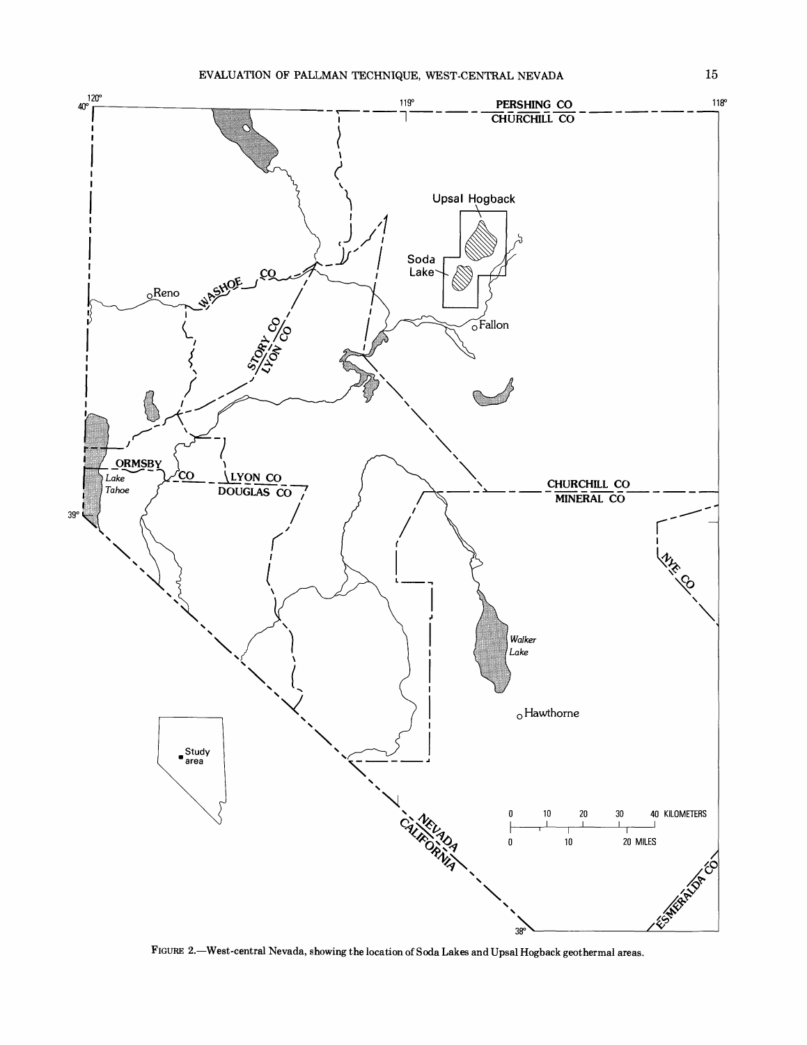FIGURE 2.—West-central Nevada, showing the location of Soda Lakes and Upsal Hogback geothermal areas.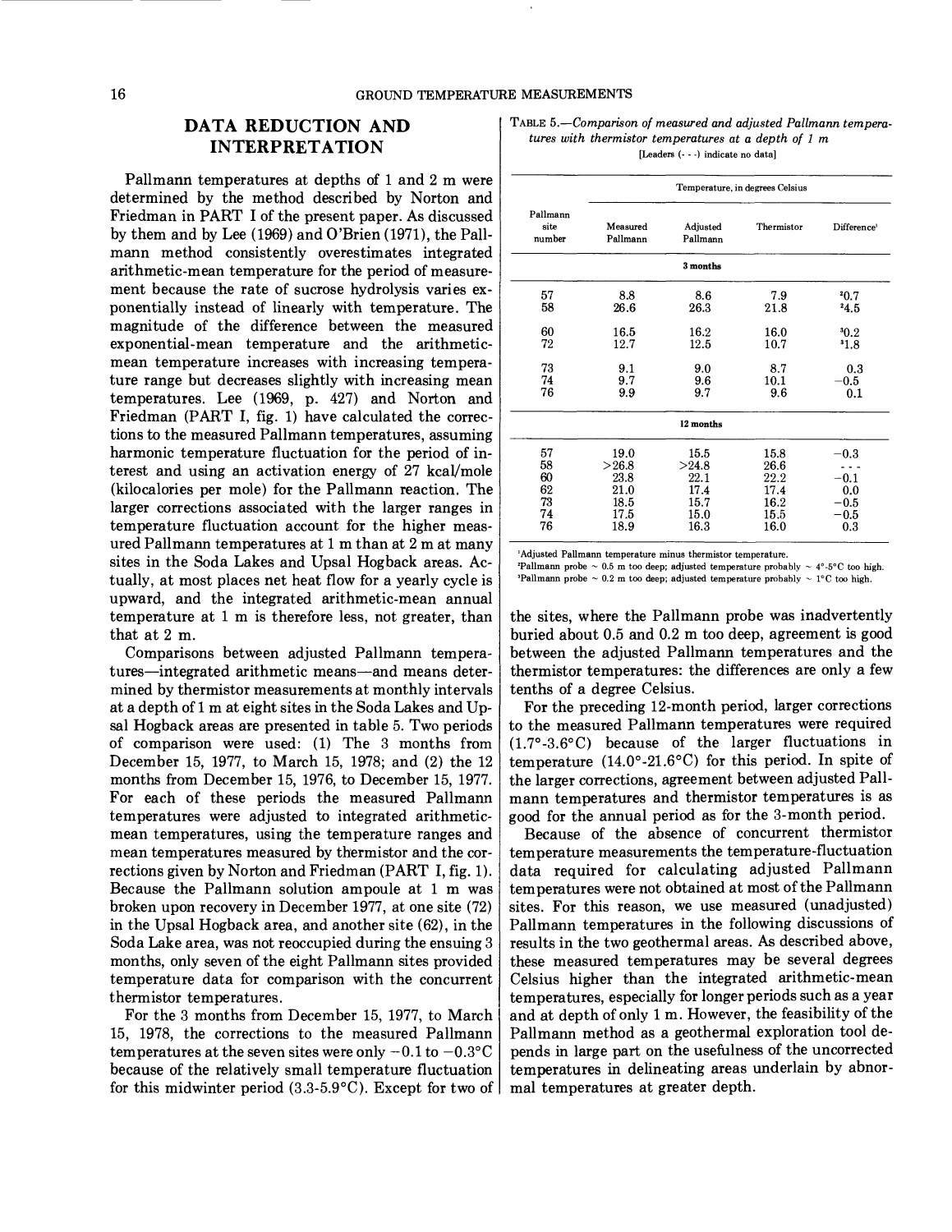## DATA REDUCTION AND INTERPRETATION

Pallmann temperatures at depths of 1 and 2 m were determined by the method described by Norton and Friedman in PART I of the present paper. As discussed by them and by Lee (1969) and O'Brien (1971), the Pallmann method consistently overestimates integrated arithmetic-mean temperature for the period of measurement because the rate of sucrose hydrolysis varies exponentially instead of linearly with temperature. The magnitude of the difference between the measured exponential-mean temperature and the arithmetic-mean temperature increases with increasing temperature range but decreases slightly with increasing mean temperatures. Lee (1969, p. 427) and Norton and Friedman (PART I, fig. 1) have calculated the corrections to the measured Pallmann temperatures, assuming harmonic temperature fluctuation for the period of interest and using an activation energy of 27 kcal/mole (kilocalories per mole) for the Pallmann reaction. The larger corrections associated with the larger ranges in temperature fluctuation account for the higher measured Pallmann temperatures at 1 m than at 2 m at many sites in the Soda Lakes and Upsal Hogback areas. Actually, at most places net heat flow for a yearly cycle is upward, and the integrated arithmetic-mean annual temperature at 1 m is therefore less, not greater, than that at 2 m.

Comparisons between adjusted Pallmann temperatures—integrated arithmetic means—and means determined by thermistor measurements at monthly intervals at a depth of 1 m at eight sites in the Soda Lakes and Upsal Hogback areas are presented in table 5. Two periods of comparison were used: (1) The 3 months from December 15, 1977, to March 15, 1978; and (2) the 12 months from December 15, 1976, to December 15, 1977. For each of these periods the measured Pallmann temperatures were adjusted to integrated arithmetic-mean temperatures, using the temperature ranges and mean temperatures measured by thermistor and the corrections given by Norton and Friedman (PART I, fig. 1). Because the Pallmann solution ampoule at 1 m was broken upon recovery in December 1977, at one site (72) in the Upsal Hogback area, and another site (62), in the Soda Lake area, was not reoccupied during the ensuing 3 months, only seven of the eight Pallmann sites provided temperature data for comparison with the concurrent thermistor temperatures.

For the 3 months from December 15, 1977, to March 15, 1978, the corrections to the measured Pallmann temperatures at the seven sites were only −0.1 to −0.3°C because of the relatively small temperature fluctuation for this midwinter period (3.3-5.9°C). Except for two of the sites, where the Pallmann probe was inadvertently buried about 0.5 and 0.2 m too deep, agreement is good between the adjusted Pallmann temperatures and the thermistor temperatures: the differences are only a few tenths of a degree Celsius.

For the preceding 12-month period, larger corrections to the measured Pallmann temperatures were required (1.7°-3.6°C) because of the larger fluctuations in temperature (14.0°-21.6°C) for this period. In spite of the larger corrections, agreement between adjusted Pallmann temperatures and thermistor temperatures is as good for the annual period as for the 3-month period.

Because of the absence of concurrent thermistor temperature measurements the temperature-fluctuation data required for calculating adjusted Pallmann temperatures were not obtained at most of the Pallmann sites. For this reason, we use measured (unadjusted) Pallmann temperatures in the following discussions of results in the two geothermal areas. As described above, these measured temperatures may be several degrees Celsius higher than the integrated arithmetic-mean temperatures, especially for longer periods such as a year and at depth of only 1 m. However, the feasibility of the Pallmann method as a geothermal exploration tool depends in large part on the usefulness of the uncorrected temperatures in delineating areas underlain by abnormal temperatures at greater depth.

TABLE 5.—*Comparison of measured and adjusted Pallmann temperatures with thermistor temperatures at a depth of 1 m*

[Leaders (- - -) indicate no data]

| Pallmann site number | Temperature, in degrees Celsius | | | |
|---|---|---|---|---|
| | Measured Pallmann | Adjusted Pallmann | Thermistor | Difference[1] |
| **3 months** | | | | |
| 57 | 8.8 | 8.6 | 7.9 | [2]0.7 |
| 58 | 26.6 | 26.3 | 21.8 | [2]4.5 |
| 60 | 16.5 | 16.2 | 16.0 | [3]0.2 |
| 72 | 12.7 | 12.5 | 10.7 | [3]1.8 |
| 73 | 9.1 | 9.0 | 8.7 | 0.3 |
| 74 | 9.7 | 9.6 | 10.1 | −0.5 |
| 76 | 9.9 | 9.7 | 9.6 | 0.1 |
| **12 months** | | | | |
| 57 | 19.0 | 15.5 | 15.8 | −0.3 |
| 58 | >26.8 | >24.8 | 26.6 | - - - |
| 60 | 23.8 | 22.1 | 22.2 | −0.1 |
| 62 | 21.0 | 17.4 | 17.4 | 0.0 |
| 73 | 18.5 | 15.7 | 16.2 | −0.5 |
| 74 | 17.5 | 15.0 | 15.5 | −0.5 |
| 76 | 18.9 | 16.3 | 16.0 | 0.3 |

[1]Adjusted Pallmann temperature minus thermistor temperature.
[2]Pallmann probe ~ 0.5 m too deep; adjusted temperature probably ~ 4°-5°C too high.
[3]Pallmann probe ~ 0.2 m too deep; adjusted temperature probably ~ 1°C too high.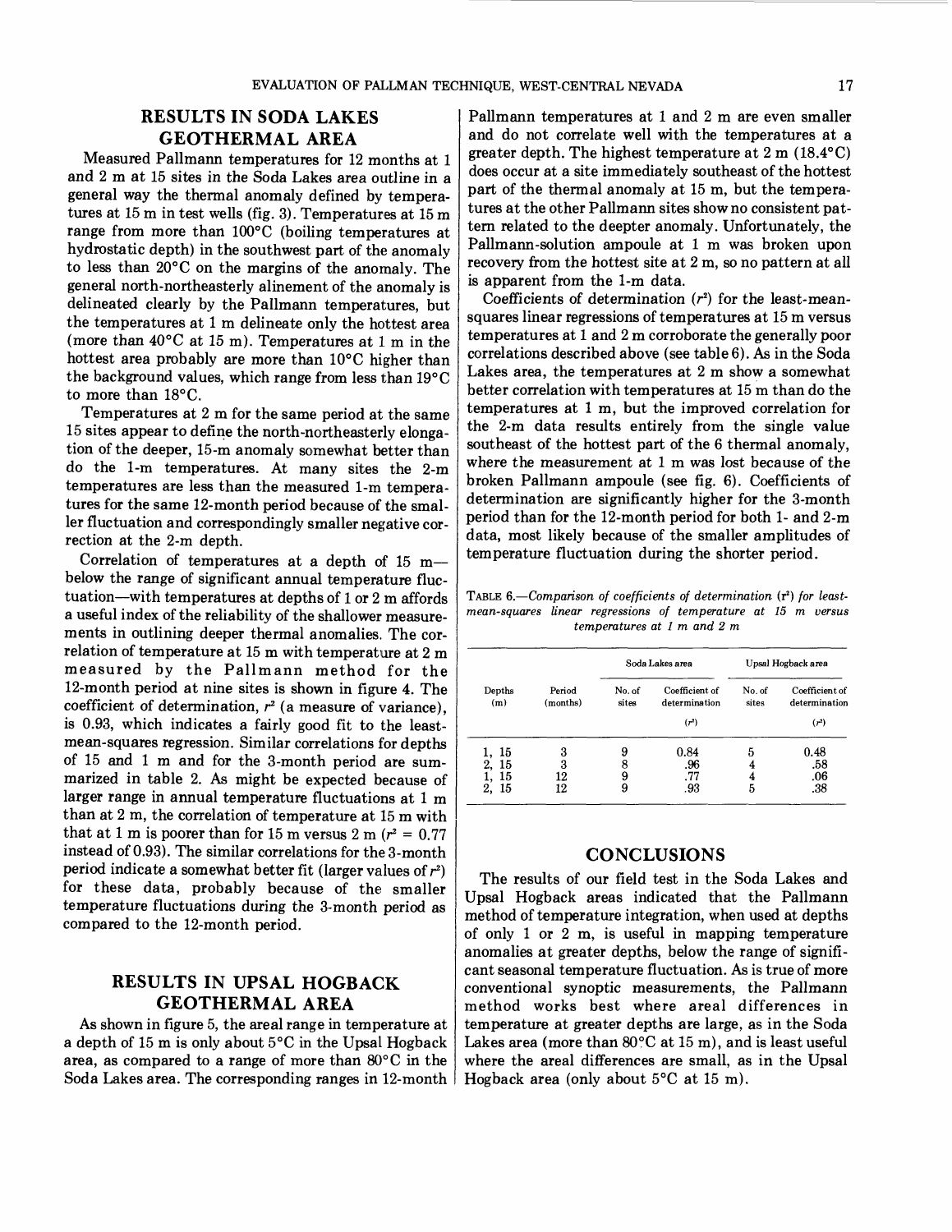## RESULTS IN SODA LAKES GEOTHERMAL AREA

Measured Pallmann temperatures for 12 months at 1 and 2 m at 15 sites in the Soda Lakes area outline in a general way the thermal anomaly defined by temperatures at 15 m in test wells (fig. 3). Temperatures at 15 m range from more than 100°C (boiling temperatures at hydrostatic depth) in the southwest part of the anomaly to less than 20°C on the margins of the anomaly. The general north-northeasterly alinement of the anomaly is delineated clearly by the Pallmann temperatures, but the temperatures at 1 m delineate only the hottest area (more than 40°C at 15 m). Temperatures at 1 m in the hottest area probably are more than 10°C higher than the background values, which range from less than 19°C to more than 18°C.

Temperatures at 2 m for the same period at the same 15 sites appear to define the north-northeasterly elongation of the deeper, 15-m anomaly somewhat better than do the 1-m temperatures. At many sites the 2-m temperatures are less than the measured 1-m temperatures for the same 12-month period because of the smaller fluctuation and correspondingly smaller negative correction at the 2-m depth.

Correlation of temperatures at a depth of 15 m—below the range of significant annual temperature fluctuation—with temperatures at depths of 1 or 2 m affords a useful index of the reliability of the shallower measurements in outlining deeper thermal anomalies. The correlation of temperature at 15 m with temperature at 2 m measured by the Pallmann method for the 12-month period at nine sites is shown in figure 4. The coefficient of determination, $r^2$ (a measure of variance), is 0.93, which indicates a fairly good fit to the least-mean-squares regression. Similar correlations for depths of 15 and 1 m and for the 3-month period are summarized in table 2. As might be expected because of larger range in annual temperature fluctuations at 1 m than at 2 m, the correlation of temperature at 15 m with that at 1 m is poorer than for 15 m versus 2 m ($r^2 = 0.77$ instead of 0.93). The similar correlations for the 3-month period indicate a somewhat better fit (larger values of $r^2$) for these data, probably because of the smaller temperature fluctuations during the 3-month period as compared to the 12-month period.

## RESULTS IN UPSAL HOGBACK GEOTHERMAL AREA

As shown in figure 5, the areal range in temperature at a depth of 15 m is only about 5°C in the Upsal Hogback area, as compared to a range of more than 80°C in the Soda Lakes area. The corresponding ranges in 12-month Pallmann temperatures at 1 and 2 m are even smaller and do not correlate well with the temperatures at a greater depth. The highest temperature at 2 m (18.4°C) does occur at a site immediately southeast of the hottest part of the thermal anomaly at 15 m, but the temperatures at the other Pallmann sites show no consistent pattern related to the deepter anomaly. Unfortunately, the Pallmann-solution ampoule at 1 m was broken upon recovery from the hottest site at 2 m, so no pattern at all is apparent from the 1-m data.

Coefficients of determination ($r^2$) for the least-mean-squares linear regressions of temperatures at 15 m versus temperatures at 1 and 2 m corroborate the generally poor correlations described above (see table 6). As in the Soda Lakes area, the temperatures at 2 m show a somewhat better correlation with temperatures at 15 m than do the temperatures at 1 m, but the improved correlation for the 2-m data results entirely from the single value southeast of the hottest part of the 6 thermal anomaly, where the measurement at 1 m was lost because of the broken Pallmann ampoule (see fig. 6). Coefficients of determination are significantly higher for the 3-month period than for the 12-month period for both 1- and 2-m data, most likely because of the smaller amplitudes of temperature fluctuation during the shorter period.

TABLE 6.—*Comparison of coefficients of determination* ($r^2$) *for least-mean-squares linear regressions of temperature at 15 m versus temperatures at 1 m and 2 m*

| Depths (m) | Period (months) | Soda Lakes area | | Upsal Hogback area | |
|---|---|---|---|---|---|
| | | No. of sites | Coefficient of determination ($r^2$) | No. of sites | Coefficient of determination ($r^2$) |
| 1, 15 | 3 | 9 | 0.84 | 5 | 0.48 |
| 2, 15 | 3 | 8 | .96 | 4 | .58 |
| 1, 15 | 12 | 9 | .77 | 4 | .06 |
| 2, 15 | 12 | 9 | .93 | 5 | .38 |

## CONCLUSIONS

The results of our field test in the Soda Lakes and Upsal Hogback areas indicated that the Pallmann method of temperature integration, when used at depths of only 1 or 2 m, is useful in mapping temperature anomalies at greater depths, below the range of significant seasonal temperature fluctuation. As is true of more conventional synoptic measurements, the Pallmann method works best where areal differences in temperature at greater depths are large, as in the Soda Lakes area (more than 80°C at 15 m), and is least useful where the areal differences are small, as in the Upsal Hogback area (only about 5°C at 15 m).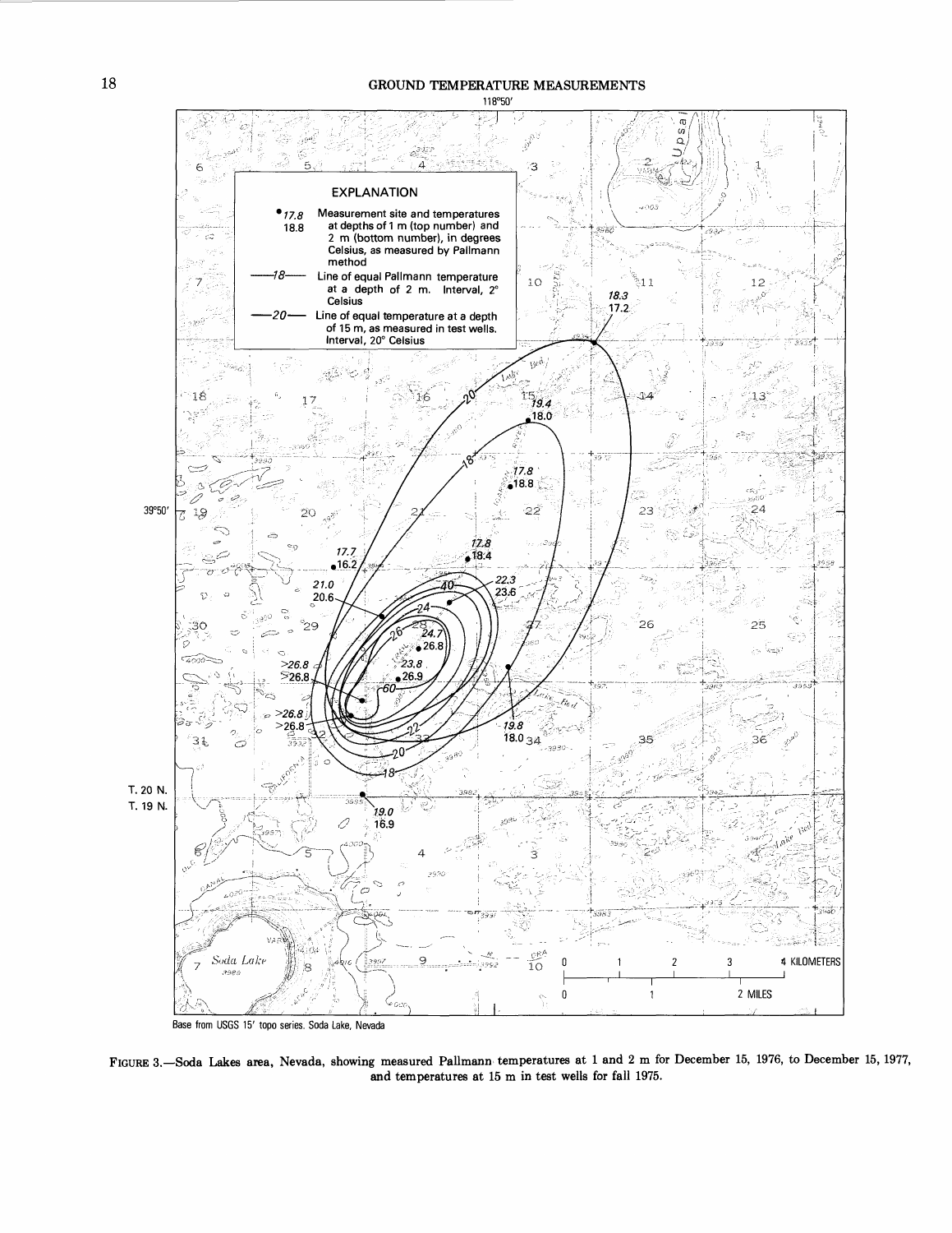FIGURE 3.—Soda Lakes area, Nevada, showing measured Pallmann temperatures at 1 and 2 m for December 15, 1976, to December 15, 1977, and temperatures at 15 m in test wells for fall 1975.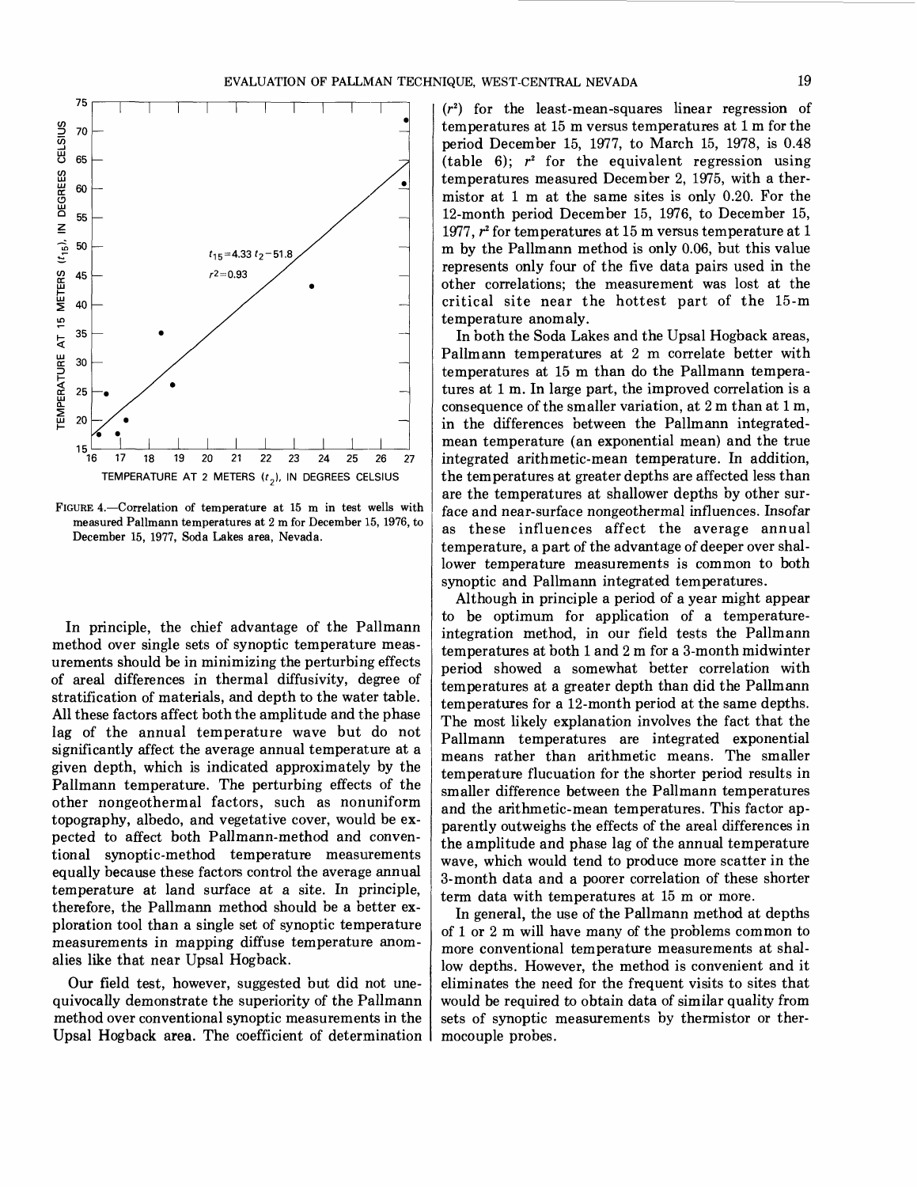FIGURE 4.—Correlation of temperature at 15 m in test wells with measured Pallmann temperatures at 2 m for December 15, 1976, to December 15, 1977, Soda Lakes area, Nevada.

In principle, the chief advantage of the Pallmann method over single sets of synoptic temperature measurements should be in minimizing the perturbing effects of areal differences in thermal diffusivity, degree of stratification of materials, and depth to the water table. All these factors affect both the amplitude and the phase lag of the annual temperature wave but do not significantly affect the average annual temperature at a given depth, which is indicated approximately by the Pallmann temperature. The perturbing effects of the other nongeothermal factors, such as nonuniform topography, albedo, and vegetative cover, would be expected to affect both Pallmann-method and conventional synoptic-method temperature measurements equally because these factors control the average annual temperature at land surface at a site. In principle, therefore, the Pallmann method should be a better exploration tool than a single set of synoptic temperature measurements in mapping diffuse temperature anomalies like that near Upsal Hogback.

Our field test, however, suggested but did not unequivocally demonstrate the superiority of the Pallmann method over conventional synoptic measurements in the Upsal Hogback area. The coefficient of determination ($r^2$) for the least-mean-squares linear regression of temperatures at 15 m versus temperatures at 1 m for the period December 15, 1977, to March 15, 1978, is 0.48 (table 6); $r^2$ for the equivalent regression using temperatures measured December 2, 1975, with a thermistor at 1 m at the same sites is only 0.20. For the 12-month period December 15, 1976, to December 15, 1977, $r^2$ for temperatures at 15 m versus temperature at 1 m by the Pallmann method is only 0.06, but this value represents only four of the five data pairs used in the other correlations; the measurement was lost at the critical site near the hottest part of the 15-m temperature anomaly.

In both the Soda Lakes and the Upsal Hogback areas, Pallmann temperatures at 2 m correlate better with temperatures at 15 m than do the Pallmann temperatures at 1 m. In large part, the improved correlation is a consequence of the smaller variation, at 2 m than at 1 m, in the differences between the Pallmann integrated-mean temperature (an exponential mean) and the true integrated arithmetic-mean temperature. In addition, the temperatures at greater depths are affected less than are the temperatures at shallower depths by other surface and near-surface nongeothermal influences. Insofar as these influences affect the average annual temperature, a part of the advantage of deeper over shallower temperature measurements is common to both synoptic and Pallmann integrated temperatures.

Although in principle a period of a year might appear to be optimum for application of a temperature-integration method, in our field tests the Pallmann temperatures at both 1 and 2 m for a 3-month midwinter period showed a somewhat better correlation with temperatures at a greater depth than did the Pallmann temperatures for a 12-month period at the same depths. The most likely explanation involves the fact that the Pallmann temperatures are integrated exponential means rather than arithmetic means. The smaller temperature flucuation for the shorter period results in smaller difference between the Pallmann temperatures and the arithmetic-mean temperatures. This factor apparently outweighs the effects of the areal differences in the amplitude and phase lag of the annual temperature wave, which would tend to produce more scatter in the 3-month data and a poorer correlation of these shorter term data with temperatures at 15 m or more.

In general, the use of the Pallmann method at depths of 1 or 2 m will have many of the problems common to more conventional temperature measurements at shallow depths. However, the method is convenient and it eliminates the need for the frequent visits to sites that would be required to obtain data of similar quality from sets of synoptic measurements by thermistor or thermocouple probes.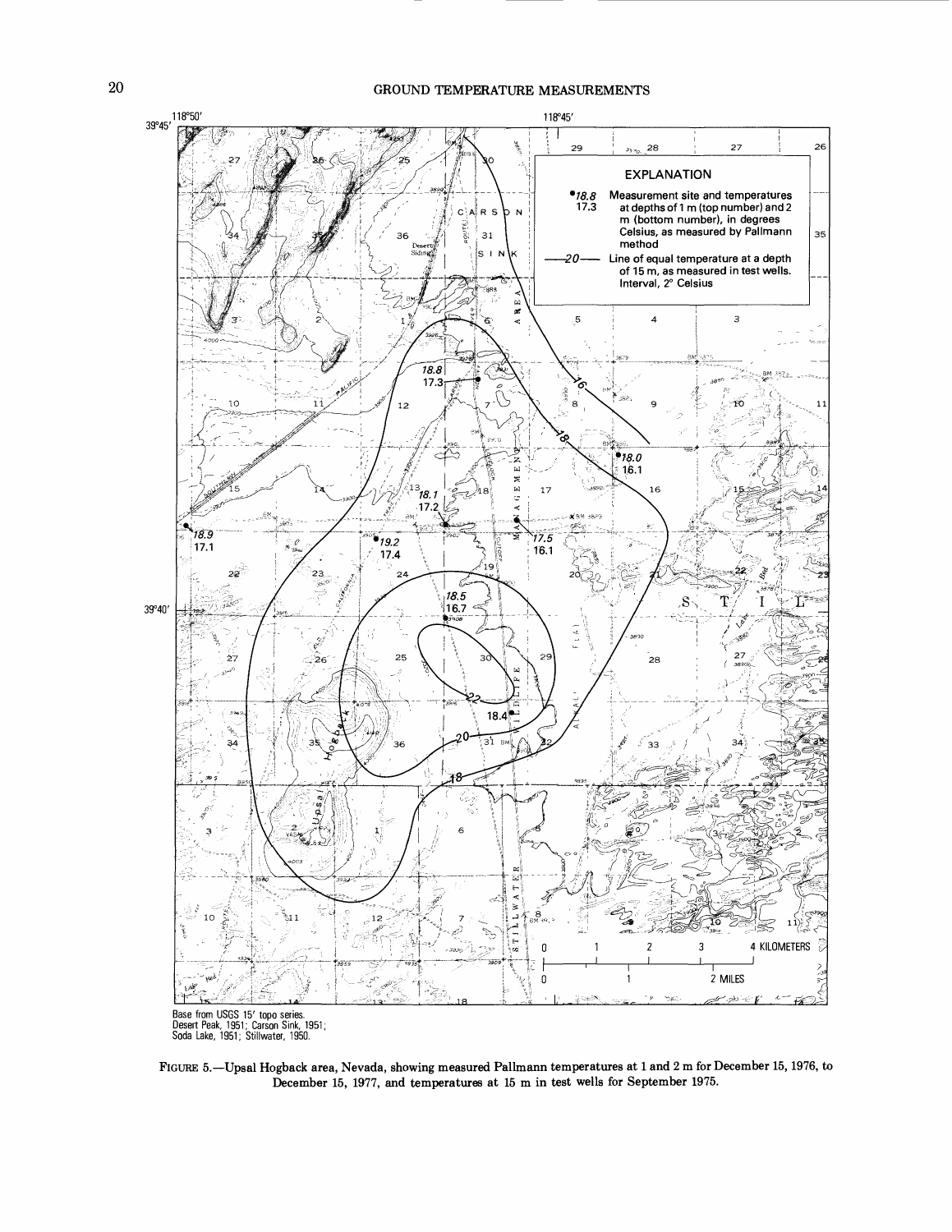Base from USGS 15′ topo series.
Desert Peak, 1951; Carson Sink, 1951;
Soda Lake, 1951; Stillwater, 1950.

FIGURE 5.—Upsal Hogback area, Nevada, showing measured Pallmann temperatures at 1 and 2 m for December 15, 1976, to December 15, 1977, and temperatures at 15 m in test wells for September 1975.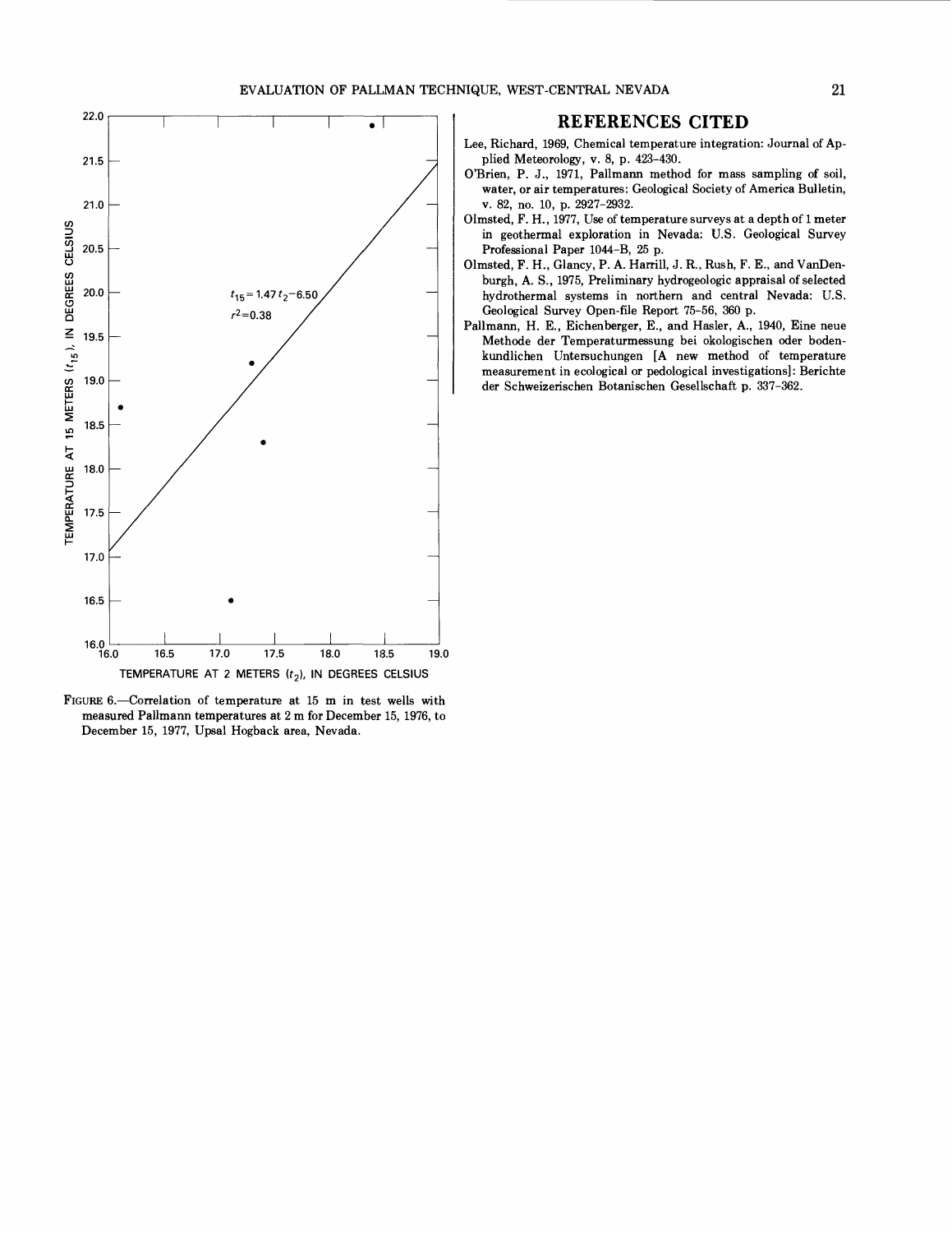22.0

21.5

21.0

20.5

20.0

19.5

19.0

18.5

18.0

17.5

17.0

16.5

16.0

16.0 16.5 17.0 17.5 18.0 18.5 19.0

TEMPERATURE AT 15 METERS ($t_{15}$), IN DEGREES CELSIUS

TEMPERATURE AT 2 METERS ($t_2$), IN DEGREES CELSIUS

$t_{15} = 1.47\,t_2 - 6.50$

$r^2 = 0.38$

FIGURE 6.—Correlation of temperature at 15 m in test wells with measured Pallmann temperatures at 2 m for December 15, 1976, to December 15, 1977, Upsal Hogback area, Nevada.

## REFERENCES CITED

Lee, Richard, 1969, Chemical temperature integration: Journal of Applied Meteorology, v. 8, p. 423–430.

O'Brien, P. J., 1971, Pallmann method for mass sampling of soil, water, or air temperatures: Geological Society of America Bulletin, v. 82, no. 10, p. 2927–2932.

Olmsted, F. H., 1977, Use of temperature surveys at a depth of 1 meter in geothermal exploration in Nevada: U.S. Geological Survey Professional Paper 1044–B, 25 p.

Olmsted, F. H., Glancy, P. A. Harrill, J. R., Rush, F. E., and VanDenburgh, A. S., 1975, Preliminary hydrogeologic appraisal of selected hydrothermal systems in northern and central Nevada: U.S. Geological Survey Open-file Report 75–56, 360 p.

Pallmann, H. E., Eichenberger, E., and Hasler, A., 1940, Eine neue Methode der Temperaturmessung bei okologischen oder bodenkundlichen Untersuchungen [A new method of temperature measurement in ecological or pedological investigations]: Berichte der Schweizerischen Botanischen Gesellschaft p. 337–362.